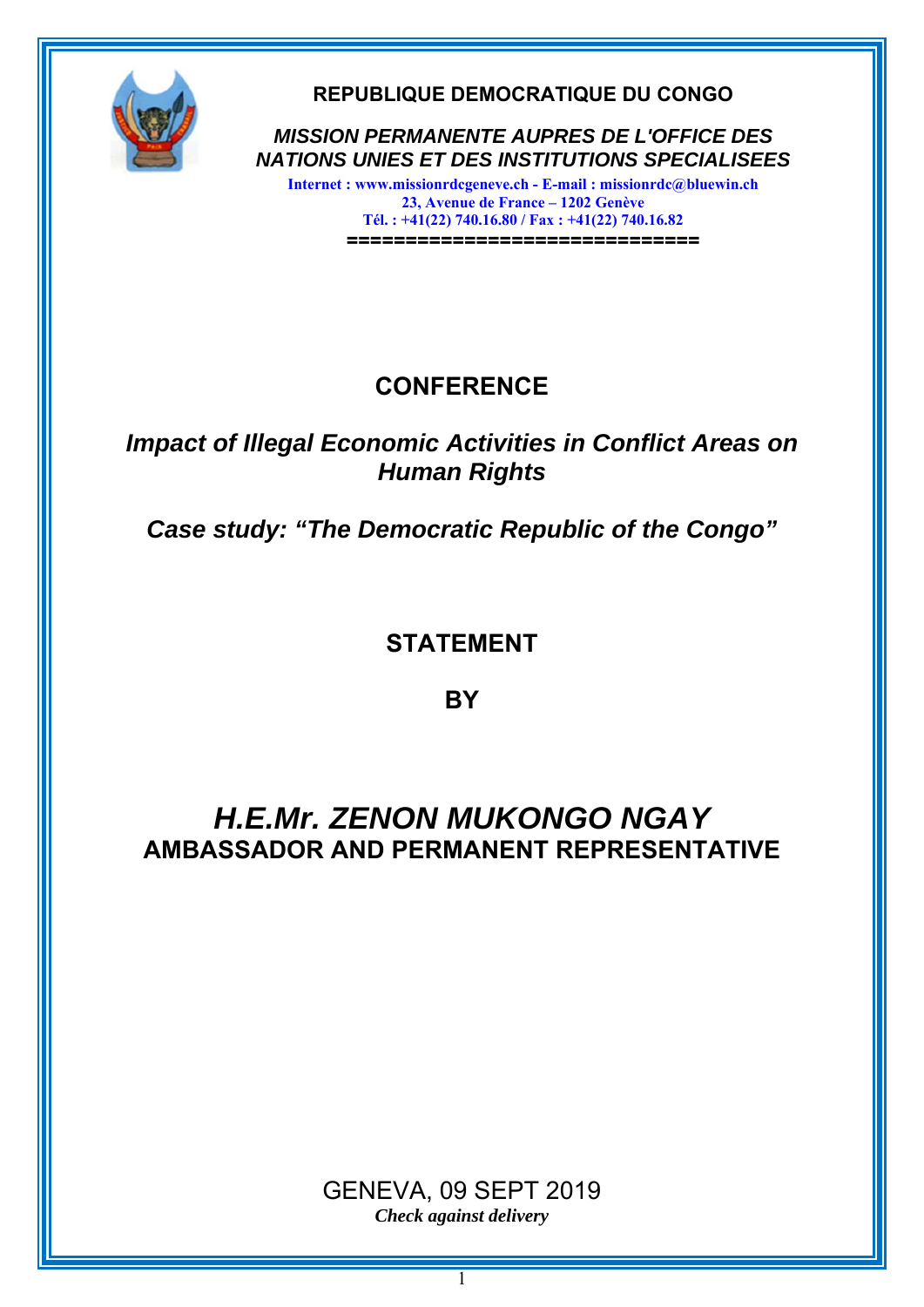**REPUBLIQUE DEMOCRATIQUE DU CONGO**

***MISSION PERMANENTE AUPRES DE L'OFFICE DES NATIONS UNIES ET DES INSTITUTIONS SPECIALISEES***

**Internet : www.missionrdcgeneve.ch - E-mail : missionrdc@bluewin.ch**
**23, Avenue de France – 1202 Genève**
**Tél. : +41(22) 740.16.80 / Fax : +41(22) 740.16.82**

==============================

# CONFERENCE

## *Impact of Illegal Economic Activities in Conflict Areas on Human Rights*

## *Case study: "The Democratic Republic of the Congo"*

# STATEMENT

# BY

# *H.E.Mr. ZENON MUKONGO NGAY*

**AMBASSADOR AND PERMANENT REPRESENTATIVE**

GENEVA, 09 SEPT 2019

***Check against delivery***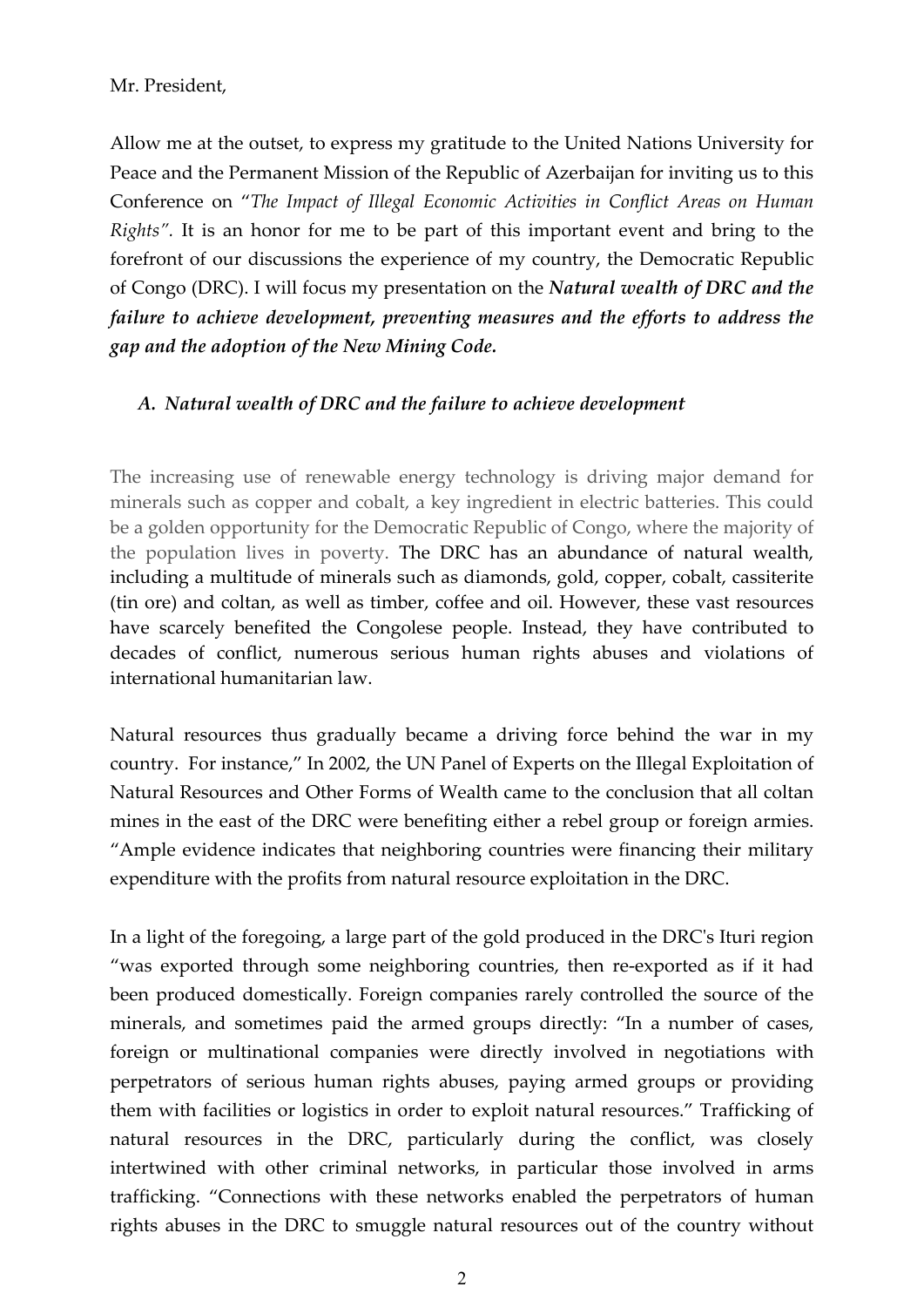Mr. President,

Allow me at the outset, to express my gratitude to the United Nations University for Peace and the Permanent Mission of the Republic of Azerbaijan for inviting us to this Conference on "*The Impact of Illegal Economic Activities in Conflict Areas on Human Rights"*. It is an honor for me to be part of this important event and bring to the forefront of our discussions the experience of my country, the Democratic Republic of Congo (DRC). I will focus my presentation on the ***Natural wealth of DRC and the failure to achieve development, preventing measures and the efforts to address the gap and the adoption of the New Mining Code.***

## *A. Natural wealth of DRC and the failure to achieve development*

The increasing use of renewable energy technology is driving major demand for minerals such as copper and cobalt, a key ingredient in electric batteries. This could be a golden opportunity for the Democratic Republic of Congo, where the majority of the population lives in poverty. The DRC has an abundance of natural wealth, including a multitude of minerals such as diamonds, gold, copper, cobalt, cassiterite (tin ore) and coltan, as well as timber, coffee and oil. However, these vast resources have scarcely benefited the Congolese people. Instead, they have contributed to decades of conflict, numerous serious human rights abuses and violations of international humanitarian law.

Natural resources thus gradually became a driving force behind the war in my country. For instance," In 2002, the UN Panel of Experts on the Illegal Exploitation of Natural Resources and Other Forms of Wealth came to the conclusion that all coltan mines in the east of the DRC were benefiting either a rebel group or foreign armies. "Ample evidence indicates that neighboring countries were financing their military expenditure with the profits from natural resource exploitation in the DRC.

In a light of the foregoing, a large part of the gold produced in the DRC's Ituri region "was exported through some neighboring countries, then re-exported as if it had been produced domestically. Foreign companies rarely controlled the source of the minerals, and sometimes paid the armed groups directly: "In a number of cases, foreign or multinational companies were directly involved in negotiations with perpetrators of serious human rights abuses, paying armed groups or providing them with facilities or logistics in order to exploit natural resources." Trafficking of natural resources in the DRC, particularly during the conflict, was closely intertwined with other criminal networks, in particular those involved in arms trafficking. "Connections with these networks enabled the perpetrators of human rights abuses in the DRC to smuggle natural resources out of the country without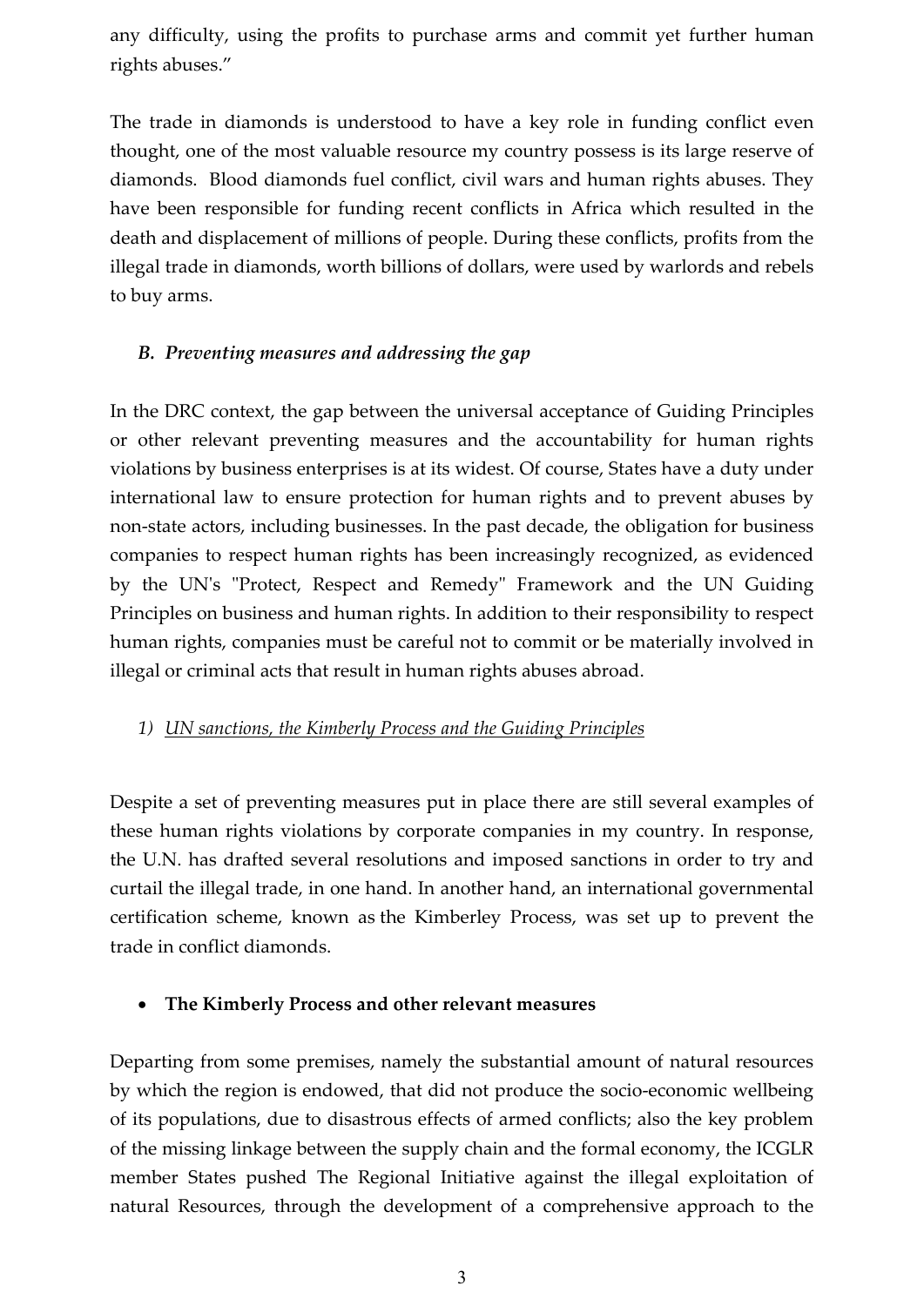any difficulty, using the profits to purchase arms and commit yet further human rights abuses."

The trade in diamonds is understood to have a key role in funding conflict even thought, one of the most valuable resource my country possess is its large reserve of diamonds. Blood diamonds fuel conflict, civil wars and human rights abuses. They have been responsible for funding recent conflicts in Africa which resulted in the death and displacement of millions of people. During these conflicts, profits from the illegal trade in diamonds, worth billions of dollars, were used by warlords and rebels to buy arms.

### *B. Preventing measures and addressing the gap*

In the DRC context, the gap between the universal acceptance of Guiding Principles or other relevant preventing measures and the accountability for human rights violations by business enterprises is at its widest. Of course, States have a duty under international law to ensure protection for human rights and to prevent abuses by non-state actors, including businesses. In the past decade, the obligation for business companies to respect human rights has been increasingly recognized, as evidenced by the UN's "Protect, Respect and Remedy" Framework and the UN Guiding Principles on business and human rights. In addition to their responsibility to respect human rights, companies must be careful not to commit or be materially involved in illegal or criminal acts that result in human rights abuses abroad.

#### *1) UN sanctions, the Kimberly Process and the Guiding Principles*

Despite a set of preventing measures put in place there are still several examples of these human rights violations by corporate companies in my country. In response, the U.N. has drafted several resolutions and imposed sanctions in order to try and curtail the illegal trade, in one hand. In another hand, an international governmental certification scheme, known as the Kimberley Process, was set up to prevent the trade in conflict diamonds.

- **The Kimberly Process and other relevant measures**

Departing from some premises, namely the substantial amount of natural resources by which the region is endowed, that did not produce the socio-economic wellbeing of its populations, due to disastrous effects of armed conflicts; also the key problem of the missing linkage between the supply chain and the formal economy, the ICGLR member States pushed The Regional Initiative against the illegal exploitation of natural Resources, through the development of a comprehensive approach to the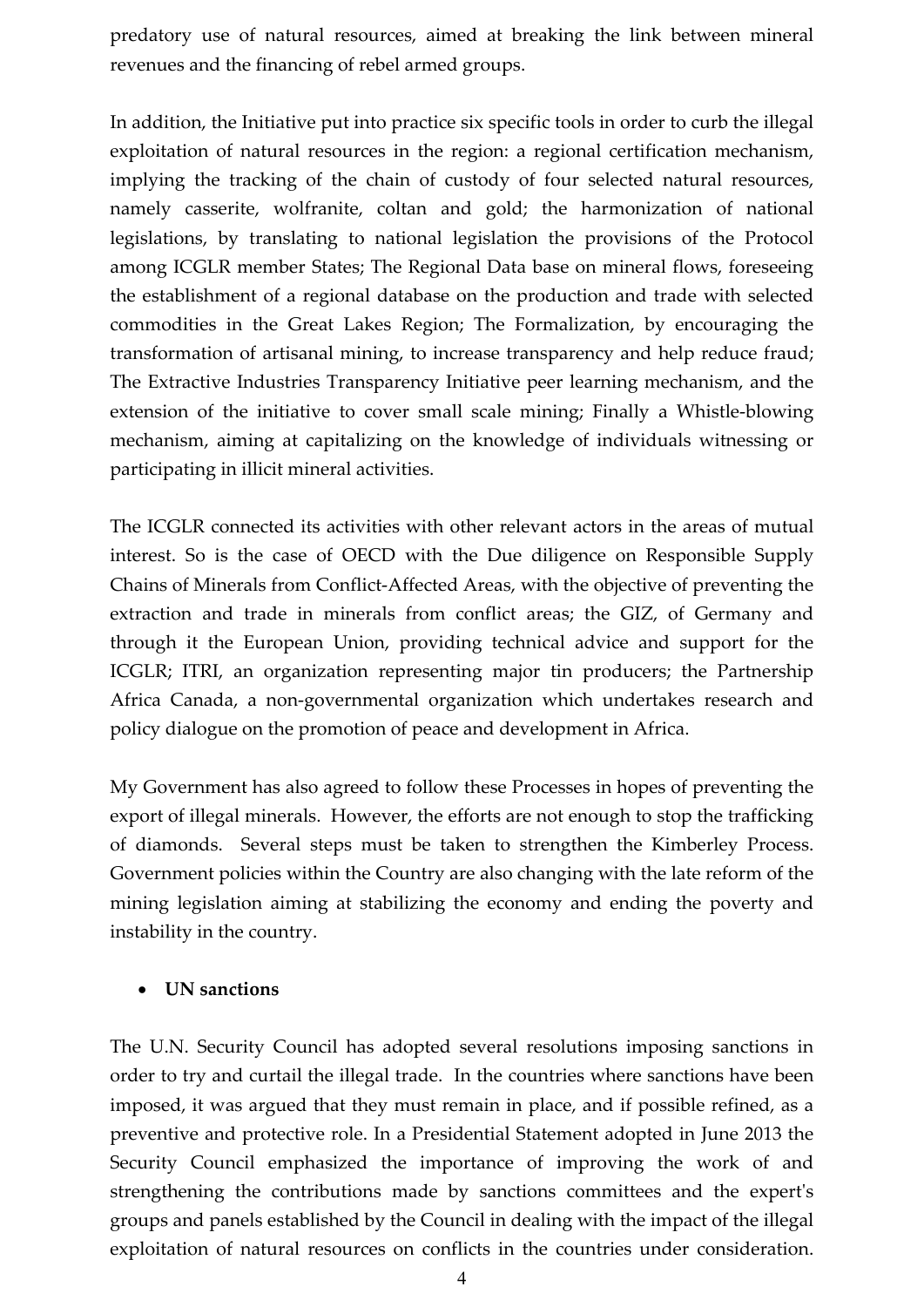predatory use of natural resources, aimed at breaking the link between mineral revenues and the financing of rebel armed groups.

In addition, the Initiative put into practice six specific tools in order to curb the illegal exploitation of natural resources in the region: a regional certification mechanism, implying the tracking of the chain of custody of four selected natural resources, namely casserite, wolfranite, coltan and gold; the harmonization of national legislations, by translating to national legislation the provisions of the Protocol among ICGLR member States; The Regional Data base on mineral flows, foreseeing the establishment of a regional database on the production and trade with selected commodities in the Great Lakes Region; The Formalization, by encouraging the transformation of artisanal mining, to increase transparency and help reduce fraud; The Extractive Industries Transparency Initiative peer learning mechanism, and the extension of the initiative to cover small scale mining; Finally a Whistle-blowing mechanism, aiming at capitalizing on the knowledge of individuals witnessing or participating in illicit mineral activities.

The ICGLR connected its activities with other relevant actors in the areas of mutual interest. So is the case of OECD with the Due diligence on Responsible Supply Chains of Minerals from Conflict-Affected Areas, with the objective of preventing the extraction and trade in minerals from conflict areas; the GIZ, of Germany and through it the European Union, providing technical advice and support for the ICGLR; ITRI, an organization representing major tin producers; the Partnership Africa Canada, a non-governmental organization which undertakes research and policy dialogue on the promotion of peace and development in Africa.

My Government has also agreed to follow these Processes in hopes of preventing the export of illegal minerals. However, the efforts are not enough to stop the trafficking of diamonds. Several steps must be taken to strengthen the Kimberley Process. Government policies within the Country are also changing with the late reform of the mining legislation aiming at stabilizing the economy and ending the poverty and instability in the country.

- **UN sanctions**

The U.N. Security Council has adopted several resolutions imposing sanctions in order to try and curtail the illegal trade. In the countries where sanctions have been imposed, it was argued that they must remain in place, and if possible refined, as a preventive and protective role. In a Presidential Statement adopted in June 2013 the Security Council emphasized the importance of improving the work of and strengthening the contributions made by sanctions committees and the expert's groups and panels established by the Council in dealing with the impact of the illegal exploitation of natural resources on conflicts in the countries under consideration.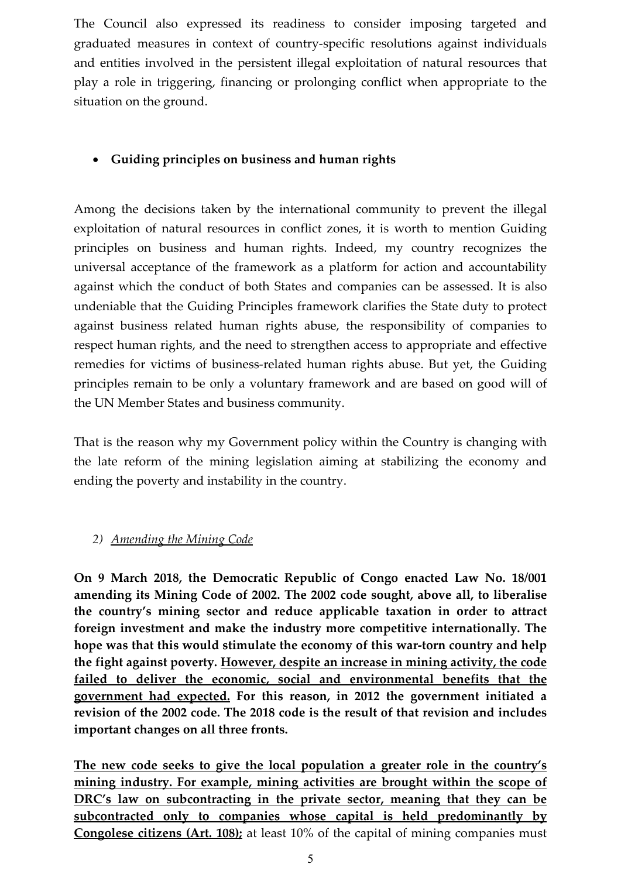The Council also expressed its readiness to consider imposing targeted and graduated measures in context of country-specific resolutions against individuals and entities involved in the persistent illegal exploitation of natural resources that play a role in triggering, financing or prolonging conflict when appropriate to the situation on the ground.

- **Guiding principles on business and human rights**

Among the decisions taken by the international community to prevent the illegal exploitation of natural resources in conflict zones, it is worth to mention Guiding principles on business and human rights. Indeed, my country recognizes the universal acceptance of the framework as a platform for action and accountability against which the conduct of both States and companies can be assessed. It is also undeniable that the Guiding Principles framework clarifies the State duty to protect against business related human rights abuse, the responsibility of companies to respect human rights, and the need to strengthen access to appropriate and effective remedies for victims of business-related human rights abuse. But yet, the Guiding principles remain to be only a voluntary framework and are based on good will of the UN Member States and business community.

That is the reason why my Government policy within the Country is changing with the late reform of the mining legislation aiming at stabilizing the economy and ending the poverty and instability in the country.

### 2) *<u>Amending the Mining Code</u>*

**On 9 March 2018, the Democratic Republic of Congo enacted Law No. 18/001 amending its Mining Code of 2002. The 2002 code sought, above all, to liberalise the country's mining sector and reduce applicable taxation in order to attract foreign investment and make the industry more competitive internationally. The hope was that this would stimulate the economy of this war-torn country and help the fight against poverty. <u>However, despite an increase in mining activity, the code failed to deliver the economic, social and environmental benefits that the government had expected.</u> For this reason, in 2012 the government initiated a revision of the 2002 code. The 2018 code is the result of that revision and includes important changes on all three fronts.**

**<u>The new code seeks to give the local population a greater role in the country's mining industry. For example, mining activities are brought within the scope of DRC's law on subcontracting in the private sector, meaning that they can be subcontracted only to companies whose capital is held predominantly by Congolese citizens (Art. 108);</u>** at least 10% of the capital of mining companies must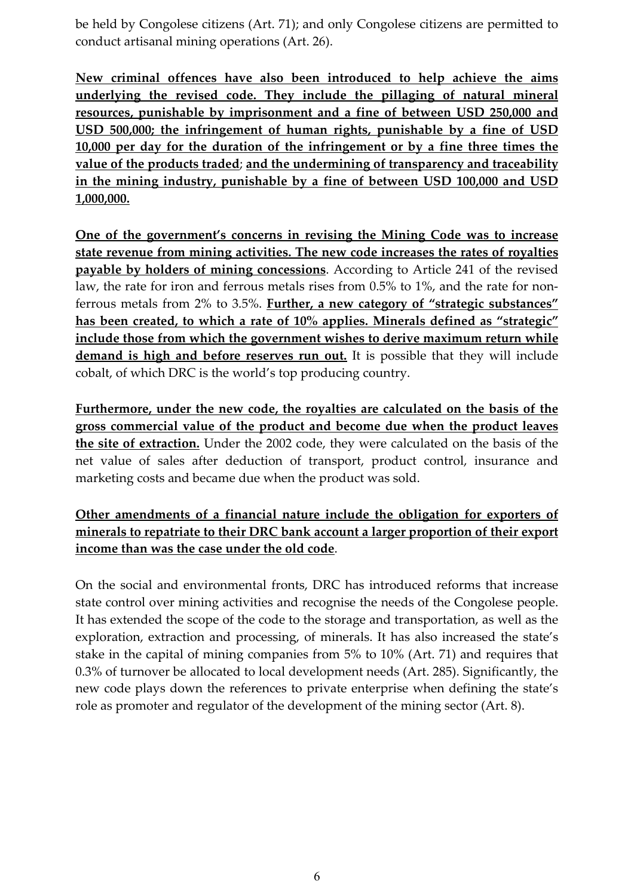be held by Congolese citizens (Art. 71); and only Congolese citizens are permitted to conduct artisanal mining operations (Art. 26).

<u>**New criminal offences have also been introduced to help achieve the aims underlying the revised code. They include the pillaging of natural mineral resources, punishable by imprisonment and a fine of between USD 250,000 and USD 500,000; the infringement of human rights, punishable by a fine of USD 10,000 per day for the duration of the infringement or by a fine three times the value of the products traded**</u>; <u>**and the undermining of transparency and traceability in the mining industry, punishable by a fine of between USD 100,000 and USD 1,000,000.**</u>

<u>**One of the government's concerns in revising the Mining Code was to increase state revenue from mining activities. The new code increases the rates of royalties payable by holders of mining concessions**</u>. According to Article 241 of the revised law, the rate for iron and ferrous metals rises from 0.5% to 1%, and the rate for non-ferrous metals from 2% to 3.5%. <u>**Further, a new category of "strategic substances" has been created, to which a rate of 10% applies. Minerals defined as "strategic" include those from which the government wishes to derive maximum return while demand is high and before reserves run out.**</u> It is possible that they will include cobalt, of which DRC is the world's top producing country.

<u>**Furthermore, under the new code, the royalties are calculated on the basis of the gross commercial value of the product and become due when the product leaves the site of extraction.**</u> Under the 2002 code, they were calculated on the basis of the net value of sales after deduction of transport, product control, insurance and marketing costs and became due when the product was sold.

<u>**Other amendments of a financial nature include the obligation for exporters of minerals to repatriate to their DRC bank account a larger proportion of their export income than was the case under the old code**</u>.

On the social and environmental fronts, DRC has introduced reforms that increase state control over mining activities and recognise the needs of the Congolese people. It has extended the scope of the code to the storage and transportation, as well as the exploration, extraction and processing, of minerals. It has also increased the state's stake in the capital of mining companies from 5% to 10% (Art. 71) and requires that 0.3% of turnover be allocated to local development needs (Art. 285). Significantly, the new code plays down the references to private enterprise when defining the state's role as promoter and regulator of the development of the mining sector (Art. 8).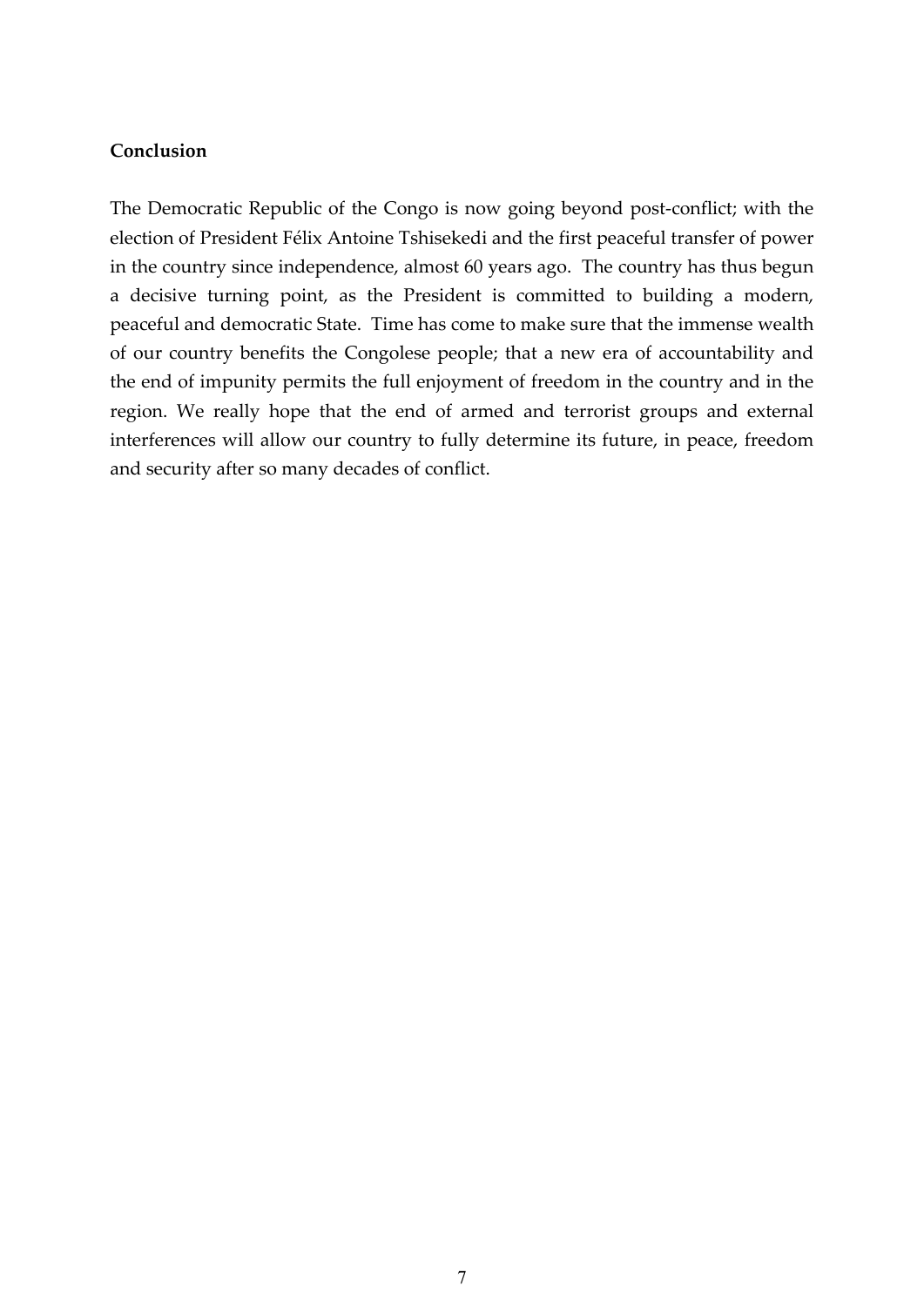**Conclusion**

The Democratic Republic of the Congo is now going beyond post-conflict; with the election of President Félix Antoine Tshisekedi and the first peaceful transfer of power in the country since independence, almost 60 years ago. The country has thus begun a decisive turning point, as the President is committed to building a modern, peaceful and democratic State. Time has come to make sure that the immense wealth of our country benefits the Congolese people; that a new era of accountability and the end of impunity permits the full enjoyment of freedom in the country and in the region. We really hope that the end of armed and terrorist groups and external interferences will allow our country to fully determine its future, in peace, freedom and security after so many decades of conflict.